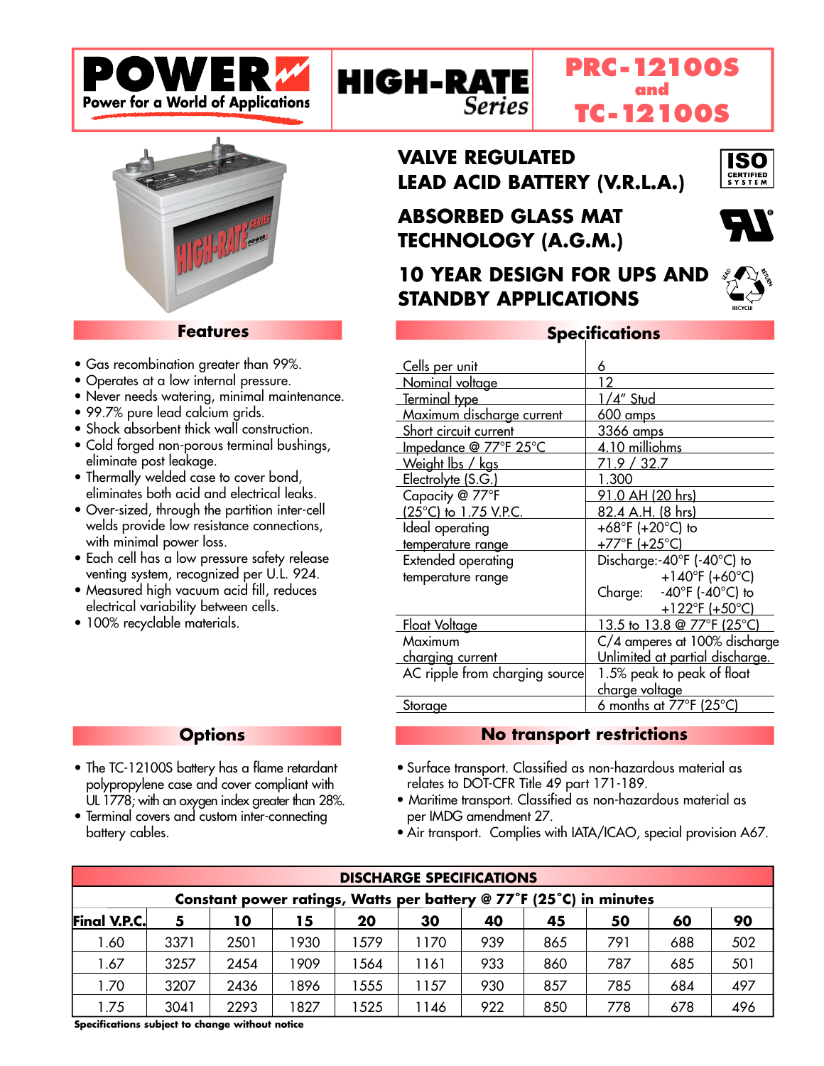# POWER

Power for a World of Applications

# HIGH-RATE Series

# PRC-12100S and TC-12100S

## VALVE REGULATED LEAD ACID BATTERY (V.R.L.A.)

## ABSORBED GLASS MAT TECHNOLOGY (A.G.M.)

## 10 YEAR DESIGN FOR UPS AND STANDBY APPLICATIONS

ISO CERTIFIED SYSTEM

## Features

- Gas recombination greater than 99%.
- Operates at a low internal pressure.
- Never needs watering, minimal maintenance.
- 99.7% pure lead calcium grids.
- Shock absorbent thick wall construction.
- Cold forged non-porous terminal bushings, eliminate post leakage.
- Thermally welded case to cover bond, eliminates both acid and electrical leaks.
- Over-sized, through the partition inter-cell welds provide low resistance connections, with minimal power loss.
- Each cell has a low pressure safety release venting system, recognized per U.L. 924.
- Measured high vacuum acid fill, reduces electrical variability between cells.
- 100% recyclable materials.

## Specifications

| | |
|---|---|
| Cells per unit | 6 |
| Nominal voltage | 12 |
| Terminal type | 1/4" Stud |
| Maximum discharge current | 600 amps |
| Short circuit current | 3366 amps |
| Impedance @ 77°F 25°C | 4.10 milliohms |
| Weight lbs / kgs | 71.9 / 32.7 |
| Electrolyte (S.G.) | 1.300 |
| Capacity @ 77°F (25°C) to 1.75 V.P.C. | 91.0 AH (20 hrs) 82.4 A.H. (8 hrs) |
| Ideal operating temperature range | +68°F (+20°C) to +77°F (+25°C) |
| Extended operating temperature range | Discharge: -40°F (-40°C) to +140°F (+60°C) Charge: -40°F (-40°C) to +122°F (+50°C) |
| Float Voltage | 13.5 to 13.8 @ 77°F (25°C) |
| Maximum charging current | C/4 amperes at 100% discharge Unlimited at partial discharge. |
| AC ripple from charging source | 1.5% peak to peak of float charge voltage |
| Storage | 6 months at 77°F (25°C) |

## Options

- The TC-12100S battery has a flame retardant polypropylene case and cover compliant with UL 1778; with an oxygen index greater than 28%.
- Terminal covers and custom inter-connecting battery cables.

## No transport restrictions

- Surface transport. Classified as non-hazardous material as relates to DOT-CFR Title 49 part 171-189.
- Maritime transport. Classified as non-hazardous material as per IMDG amendment 27.
- Air transport. Complies with IATA/ICAO, special provision A67.

## DISCHARGE SPECIFICATIONS

Constant power ratings, Watts per battery @ 77°F (25°C) in minutes

| Final V.P.C. | 5 | 10 | 15 | 20 | 30 | 40 | 45 | 50 | 60 | 90 |
|---|---|---|---|---|---|---|---|---|---|---|
| 1.60 | 3371 | 2501 | 1930 | 1579 | 1170 | 939 | 865 | 791 | 688 | 502 |
| 1.67 | 3257 | 2454 | 1909 | 1564 | 1161 | 933 | 860 | 787 | 685 | 501 |
| 1.70 | 3207 | 2436 | 1896 | 1555 | 1157 | 930 | 857 | 785 | 684 | 497 |
| 1.75 | 3041 | 2293 | 1827 | 1525 | 1146 | 922 | 850 | 778 | 678 | 496 |

**Specifications subject to change without notice**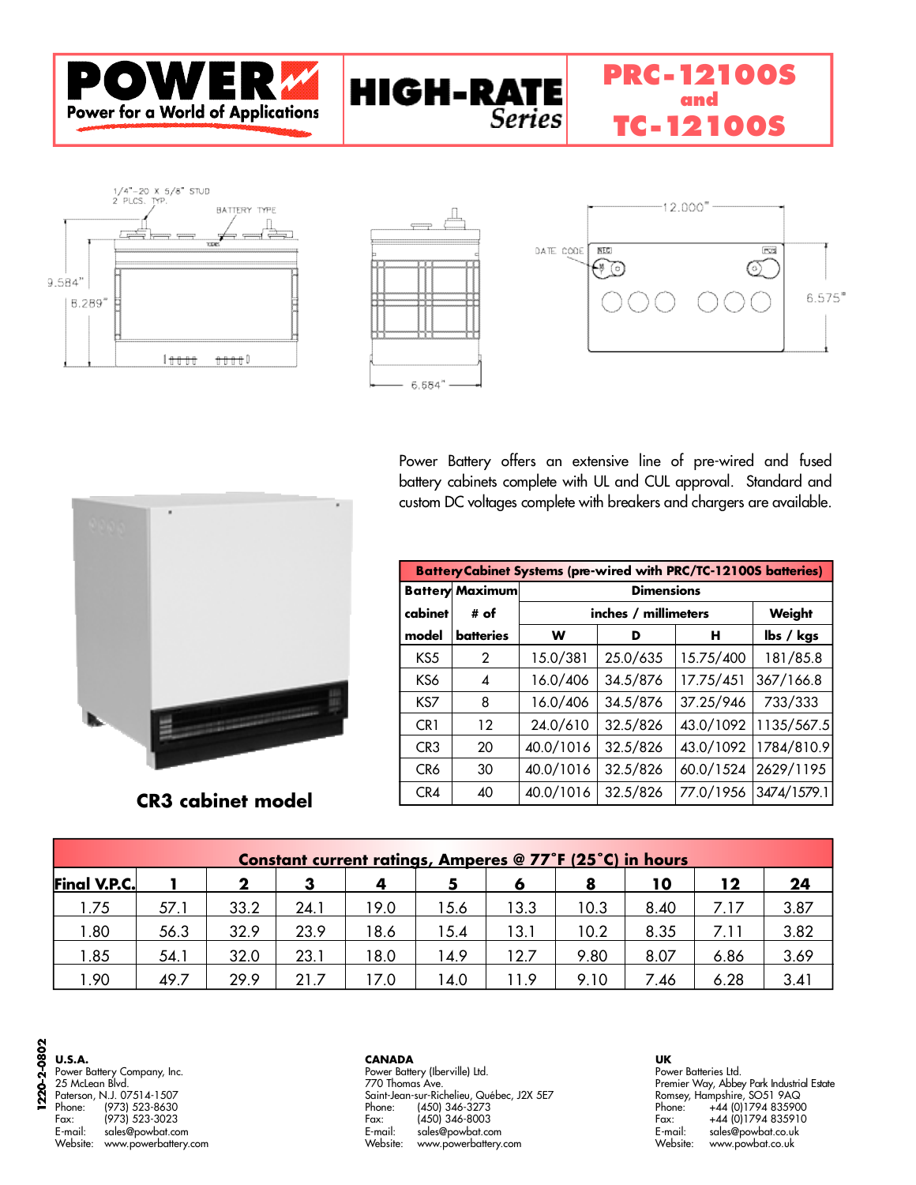# POWER

Power for a World of Applications

## HIGH-RATE *Series*

## PRC-12100S and TC-12100S

1/4"-20 X 5/8" STUD
2 PLCS. TYP.

BATTERY TYPE

9.584"

8.289"

6.684"

12.000"

DATE CODE

6.575"

Power Battery offers an extensive line of pre-wired and fused battery cabinets complete with UL and CUL approval. Standard and custom DC voltages complete with breakers and chargers are available.

**CR3 cabinet model**

| **Battery Cabinet Systems (pre-wired with PRC/TC-12100S batteries)** | | | | | |
|---|---|---|---|---|---|
| **Battery cabinet model** | **Maximum # of batteries** | **Dimensions inches / millimeters** | | | **Weight** |
| | | **W** | **D** | **H** | **lbs / kgs** |
| KS5 | 2 | 15.0/381 | 25.0/635 | 15.75/400 | 181/85.8 |
| KS6 | 4 | 16.0/406 | 34.5/876 | 17.75/451 | 367/166.8 |
| KS7 | 8 | 16.0/406 | 34.5/876 | 37.25/946 | 733/333 |
| CR1 | 12 | 24.0/610 | 32.5/826 | 43.0/1092 | 1135/567.5 |
| CR3 | 20 | 40.0/1016 | 32.5/826 | 43.0/1092 | 1784/810.9 |
| CR6 | 30 | 40.0/1016 | 32.5/826 | 60.0/1524 | 2629/1195 |
| CR4 | 40 | 40.0/1016 | 32.5/826 | 77.0/1956 | 3474/1579.1 |

**Constant current ratings, Amperes @ 77˚F (25˚C) in hours**

| **Final V.P.C.** | **1** | **2** | **3** | **4** | **5** | **6** | **8** | **10** | **12** | **24** |
|---|---|---|---|---|---|---|---|---|---|---|
| 1.75 | 57.1 | 33.2 | 24.1 | 19.0 | 15.6 | 13.3 | 10.3 | 8.40 | 7.17 | 3.87 |
| 1.80 | 56.3 | 32.9 | 23.9 | 18.6 | 15.4 | 13.1 | 10.2 | 8.35 | 7.11 | 3.82 |
| 1.85 | 54.1 | 32.0 | 23.1 | 18.0 | 14.9 | 12.7 | 9.80 | 8.07 | 6.86 | 3.69 |
| 1.90 | 49.7 | 29.9 | 21.7 | 17.0 | 14.0 | 11.9 | 9.10 | 7.46 | 6.28 | 3.41 |

1220-2-0802

**U.S.A.**
Power Battery Company, Inc.
25 McLean Blvd.
Paterson, N.J. 07514-1507
Phone: (973) 523-8630
Fax: (973) 523-3023
E-mail: sales@powbat.com
Website: www.powerbattery.com

**CANADA**
Power Battery (Iberville) Ltd.
770 Thomas Ave.
Saint-Jean-sur-Richelieu, Québec, J2X 5E7
Phone: (450) 346-3273
Fax: (450) 346-8003
E-mail: sales@powbat.com
Website: www.powerbattery.com

**UK**
Power Batteries Ltd.
Premier Way, Abbey Park Industrial Estate
Romsey, Hampshire, SO51 9AQ
Phone: +44 (0)1794 835900
Fax: +44 (0)1794 835910
E-mail: sales@powbat.co.uk
Website: www.powbat.co.uk